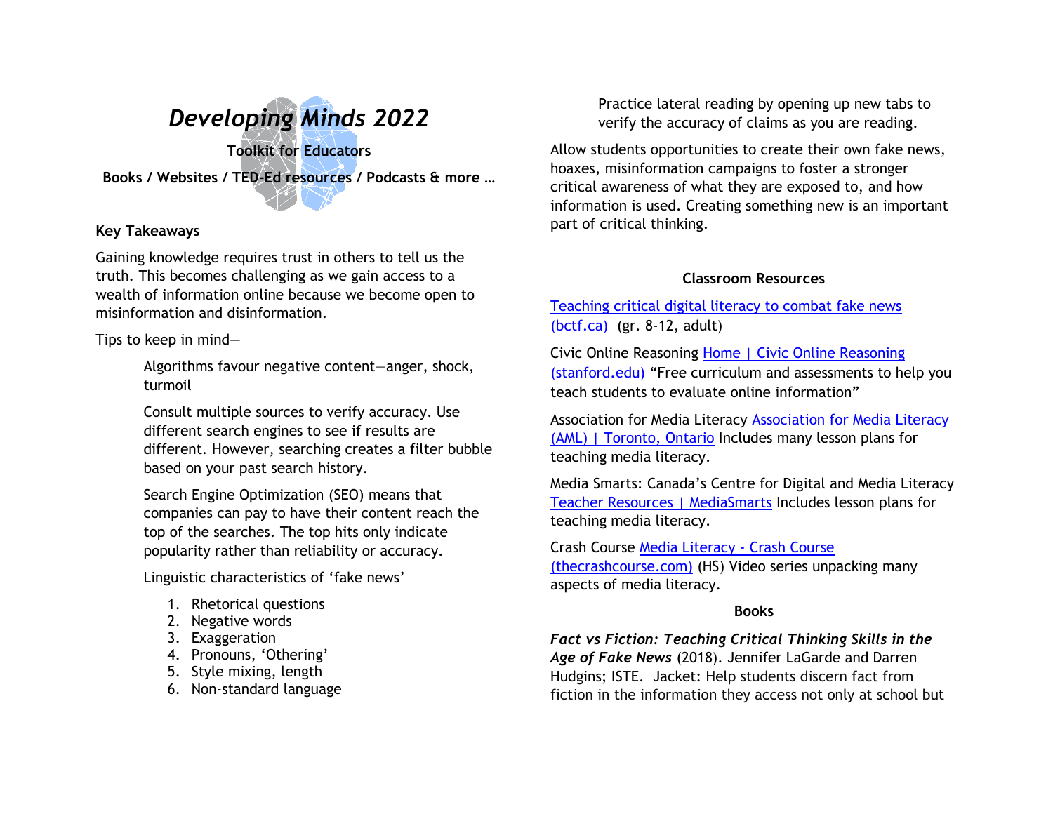# *Developing Minds 2022*

**Toolkit for Educators**

**Books / Websites / TED-Ed resources / Podcasts & more …**

**Key Takeaways**

Gaining knowledge requires trust in others to tell us the truth. This becomes challenging as we gain access to a wealth of information online because we become open to misinformation and disinformation.

Tips to keep in mind—

> Algorithms favour negative content—anger, shock, turmoil
>
> Consult multiple sources to verify accuracy. Use different search engines to see if results are different. However, searching creates a filter bubble based on your past search history.
>
> Search Engine Optimization (SEO) means that companies can pay to have their content reach the top of the searches. The top hits only indicate popularity rather than reliability or accuracy.
>
> Linguistic characteristics of 'fake news'
>
> 1. Rhetorical questions
> 2. Negative words
> 3. Exaggeration
> 4. Pronouns, 'Othering'
> 5. Style mixing, length
> 6. Non-standard language
>
> Practice lateral reading by opening up new tabs to verify the accuracy of claims as you are reading.

Allow students opportunities to create their own fake news, hoaxes, misinformation campaigns to foster a stronger critical awareness of what they are exposed to, and how information is used. Creating something new is an important part of critical thinking.

**Classroom Resources**

Teaching critical digital literacy to combat fake news (bctf.ca) (gr. 8-12, adult)

Civic Online Reasoning Home | Civic Online Reasoning (stanford.edu) "Free curriculum and assessments to help you teach students to evaluate online information"

Association for Media Literacy Association for Media Literacy (AML) | Toronto, Ontario Includes many lesson plans for teaching media literacy.

Media Smarts: Canada's Centre for Digital and Media Literacy Teacher Resources | MediaSmarts Includes lesson plans for teaching media literacy.

Crash Course Media Literacy - Crash Course (thecrashcourse.com) (HS) Video series unpacking many aspects of media literacy.

**Books**

***Fact vs Fiction: Teaching Critical Thinking Skills in the Age of Fake News*** (2018). Jennifer LaGarde and Darren Hudgins; ISTE. Jacket: Help students discern fact from fiction in the information they access not only at school but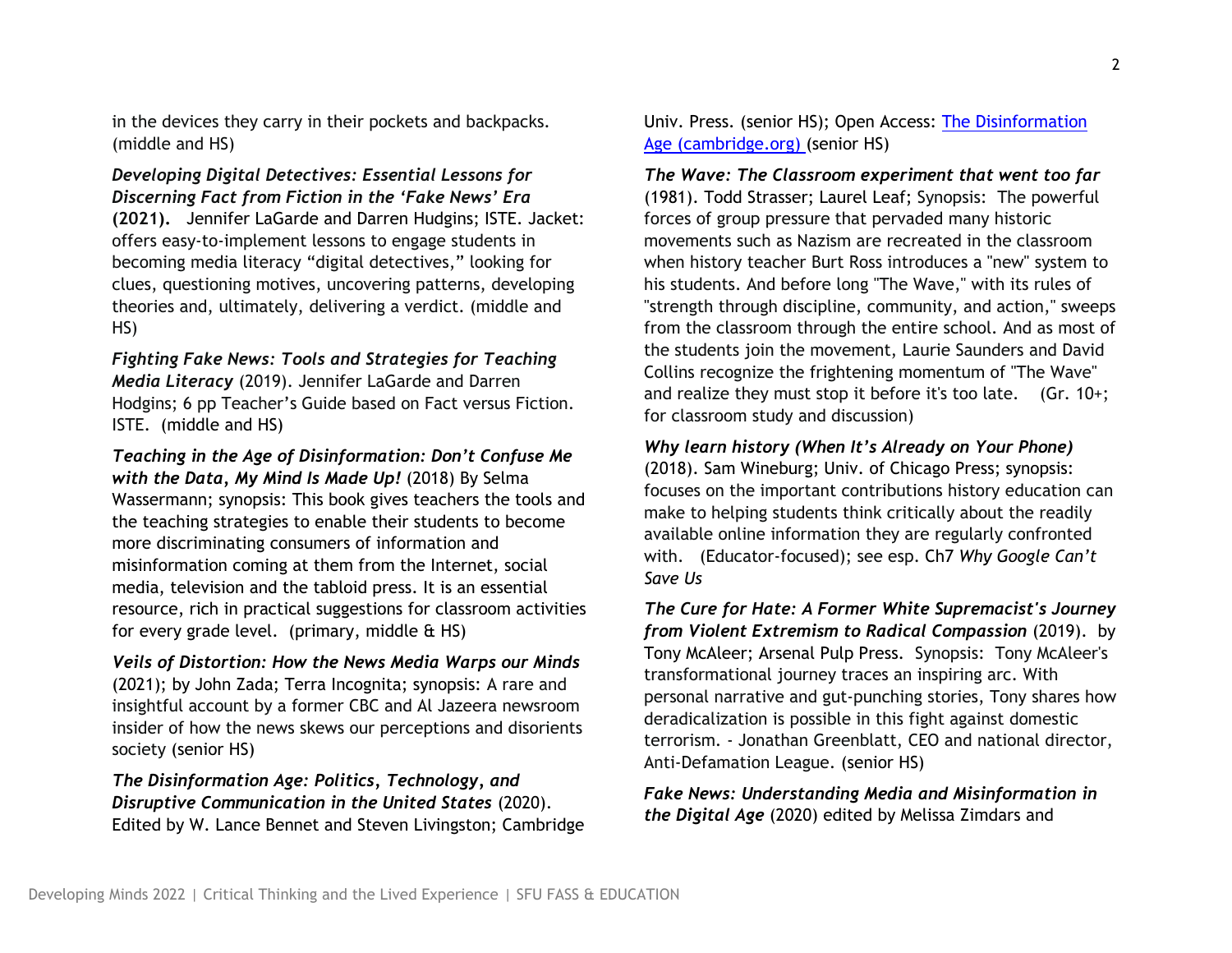in the devices they carry in their pockets and backpacks. (middle and HS)

***Developing Digital Detectives: Essential Lessons for Discerning Fact from Fiction in the 'Fake News' Era* (2021).** Jennifer LaGarde and Darren Hudgins; ISTE. Jacket: offers easy-to-implement lessons to engage students in becoming media literacy "digital detectives," looking for clues, questioning motives, uncovering patterns, developing theories and, ultimately, delivering a verdict. (middle and HS)

***Fighting Fake News: Tools and Strategies for Teaching Media Literacy*** (2019). Jennifer LaGarde and Darren Hodgins; 6 pp Teacher's Guide based on Fact versus Fiction. ISTE. (middle and HS)

***Teaching in the Age of Disinformation: Don't Confuse Me with the Data, My Mind Is Made Up!*** (2018) By Selma Wassermann; synopsis: This book gives teachers the tools and the teaching strategies to enable their students to become more discriminating consumers of information and misinformation coming at them from the Internet, social media, television and the tabloid press. It is an essential resource, rich in practical suggestions for classroom activities for every grade level. (primary, middle & HS)

***Veils of Distortion: How the News Media Warps our Minds*** (2021); by John Zada; Terra Incognita; synopsis: A rare and insightful account by a former CBC and Al Jazeera newsroom insider of how the news skews our perceptions and disorients society (senior HS)

***The Disinformation Age: Politics, Technology, and Disruptive Communication in the United States*** (2020). Edited by W. Lance Bennet and Steven Livingston; Cambridge Univ. Press. (senior HS); Open Access: [The Disinformation Age (cambridge.org)](#) (senior HS)

***The Wave: The Classroom experiment that went too far*** (1981). Todd Strasser; Laurel Leaf; Synopsis: The powerful forces of group pressure that pervaded many historic movements such as Nazism are recreated in the classroom when history teacher Burt Ross introduces a "new" system to his students. And before long "The Wave," with its rules of "strength through discipline, community, and action," sweeps from the classroom through the entire school. And as most of the students join the movement, Laurie Saunders and David Collins recognize the frightening momentum of "The Wave" and realize they must stop it before it's too late. (Gr. 10+; for classroom study and discussion)

***Why learn history (When It's Already on Your Phone)*** (2018). Sam Wineburg; Univ. of Chicago Press; synopsis: focuses on the important contributions history education can make to helping students think critically about the readily available online information they are regularly confronted with. (Educator-focused); see esp. Ch7 *Why Google Can't Save Us*

***The Cure for Hate: A Former White Supremacist's Journey from Violent Extremism to Radical Compassion*** (2019). by Tony McAleer; Arsenal Pulp Press. Synopsis: Tony McAleer's transformational journey traces an inspiring arc. With personal narrative and gut-punching stories, Tony shares how deradicalization is possible in this fight against domestic terrorism. - Jonathan Greenblatt, CEO and national director, Anti-Defamation League. (senior HS)

***Fake News: Understanding Media and Misinformation in the Digital Age*** (2020) edited by Melissa Zimdars and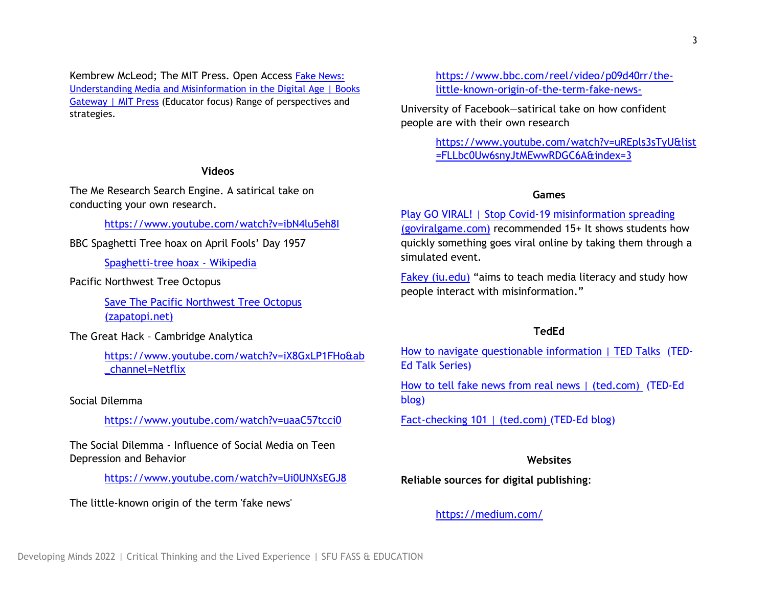Kembrew McLeod; The MIT Press. Open Access Fake News: Understanding Media and Misinformation in the Digital Age | Books Gateway | MIT Press (Educator focus) Range of perspectives and strategies.

### Videos

The Me Research Search Engine. A satirical take on conducting your own research.

https://www.youtube.com/watch?v=ibN4lu5eh8I

BBC Spaghetti Tree hoax on April Fools' Day 1957

Spaghetti-tree hoax - Wikipedia

Pacific Northwest Tree Octopus

Save The Pacific Northwest Tree Octopus (zapatopi.net)

The Great Hack – Cambridge Analytica

https://www.youtube.com/watch?v=iX8GxLP1FHo&ab_channel=Netflix

Social Dilemma

https://www.youtube.com/watch?v=uaaC57tcci0

The Social Dilemma - Influence of Social Media on Teen Depression and Behavior

https://www.youtube.com/watch?v=Ui0UNXsEGJ8

The little-known origin of the term 'fake news'

https://www.bbc.com/reel/video/p09d40rr/the-little-known-origin-of-the-term-fake-news-

University of Facebook—satirical take on how confident people are with their own research

https://www.youtube.com/watch?v=uREpls3sTyU&list=FLLbc0Uw6snyJtMEwwRDGC6A&index=3

### Games

Play GO VIRAL! | Stop Covid-19 misinformation spreading (goviralgame.com) recommended 15+ It shows students how quickly something goes viral online by taking them through a simulated event.

Fakey (iu.edu) "aims to teach media literacy and study how people interact with misinformation."

### TedEd

How to navigate questionable information | TED Talks (TED-Ed Talk Series)

How to tell fake news from real news | (ted.com) (TED-Ed blog)

Fact-checking 101 | (ted.com) (TED-Ed blog)

### Websites

**Reliable sources for digital publishing:**

https://medium.com/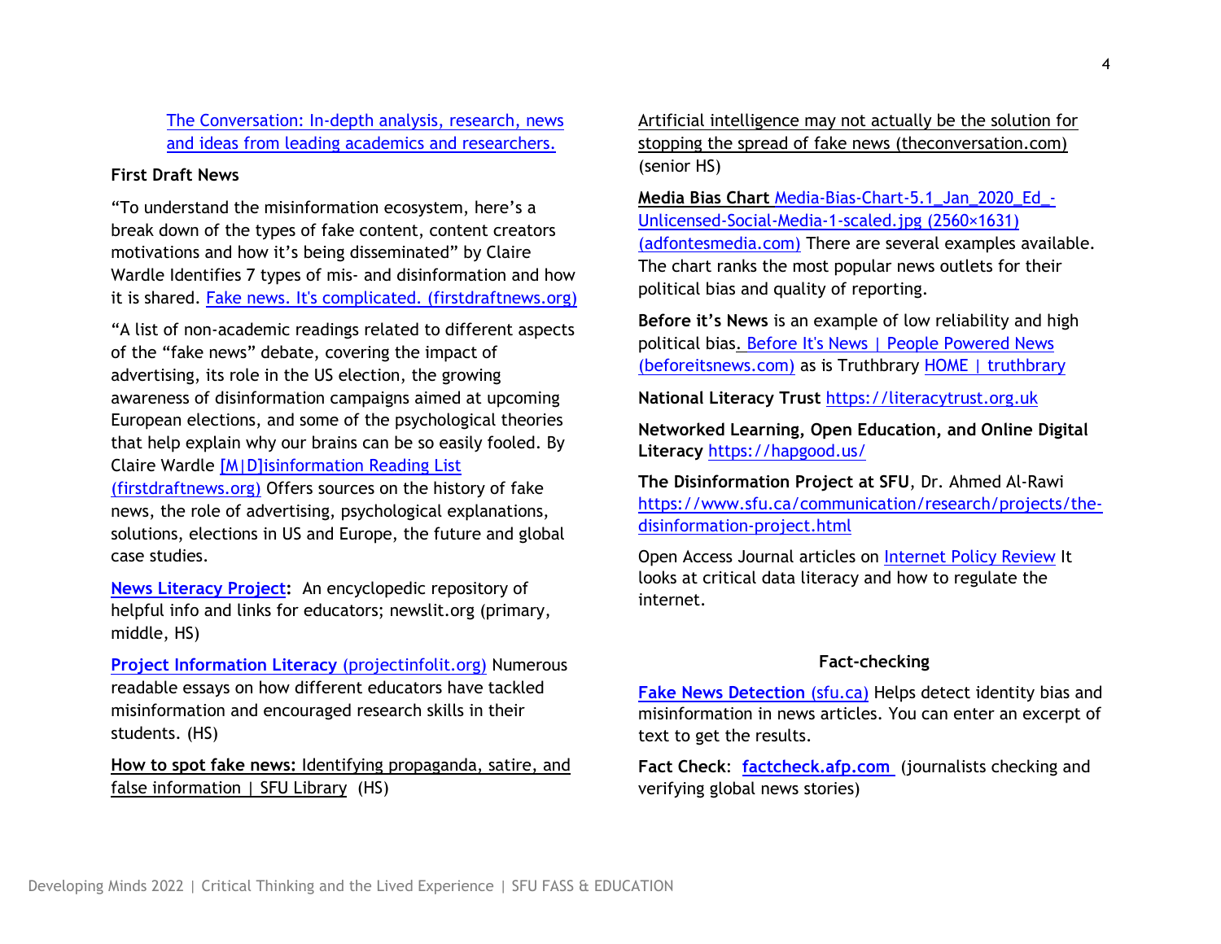The Conversation: In-depth analysis, research, news and ideas from leading academics and researchers.

**First Draft News**

"To understand the misinformation ecosystem, here's a break down of the types of fake content, content creators motivations and how it's being disseminated" by Claire Wardle Identifies 7 types of mis- and disinformation and how it is shared. Fake news. It's complicated. (firstdraftnews.org)

"A list of non-academic readings related to different aspects of the "fake news" debate, covering the impact of advertising, its role in the US election, the growing awareness of disinformation campaigns aimed at upcoming European elections, and some of the psychological theories that help explain why our brains can be so easily fooled. By Claire Wardle [M|D]isinformation Reading List (firstdraftnews.org) Offers sources on the history of fake news, the role of advertising, psychological explanations, solutions, elections in US and Europe, the future and global case studies.

**News Literacy Project:** An encyclopedic repository of helpful info and links for educators; newslit.org (primary, middle, HS)

**Project Information Literacy** (projectinfolit.org) Numerous readable essays on how different educators have tackled misinformation and encouraged research skills in their students. (HS)

**How to spot fake news:** Identifying propaganda, satire, and false information | SFU Library (HS)

Artificial intelligence may not actually be the solution for stopping the spread of fake news (theconversation.com) (senior HS)

**Media Bias Chart** Media-Bias-Chart-5.1_Jan_2020_Ed_-Unlicensed-Social-Media-1-scaled.jpg (2560×1631) (adfontesmedia.com) There are several examples available. The chart ranks the most popular news outlets for their political bias and quality of reporting.

**Before it's News** is an example of low reliability and high political bias. Before It's News | People Powered News (beforeitsnews.com) as is Truthbrary HOME | truthbrary

**National Literacy Trust** https://literacytrust.org.uk

**Networked Learning, Open Education, and Online Digital Literacy** https://hapgood.us/

**The Disinformation Project at SFU**, Dr. Ahmed Al-Rawi https://www.sfu.ca/communication/research/projects/the-disinformation-project.html

Open Access Journal articles on Internet Policy Review It looks at critical data literacy and how to regulate the internet.

### Fact-checking

**Fake News Detection** (sfu.ca) Helps detect identity bias and misinformation in news articles. You can enter an excerpt of text to get the results.

**Fact Check**: **factcheck.afp.com** (journalists checking and verifying global news stories)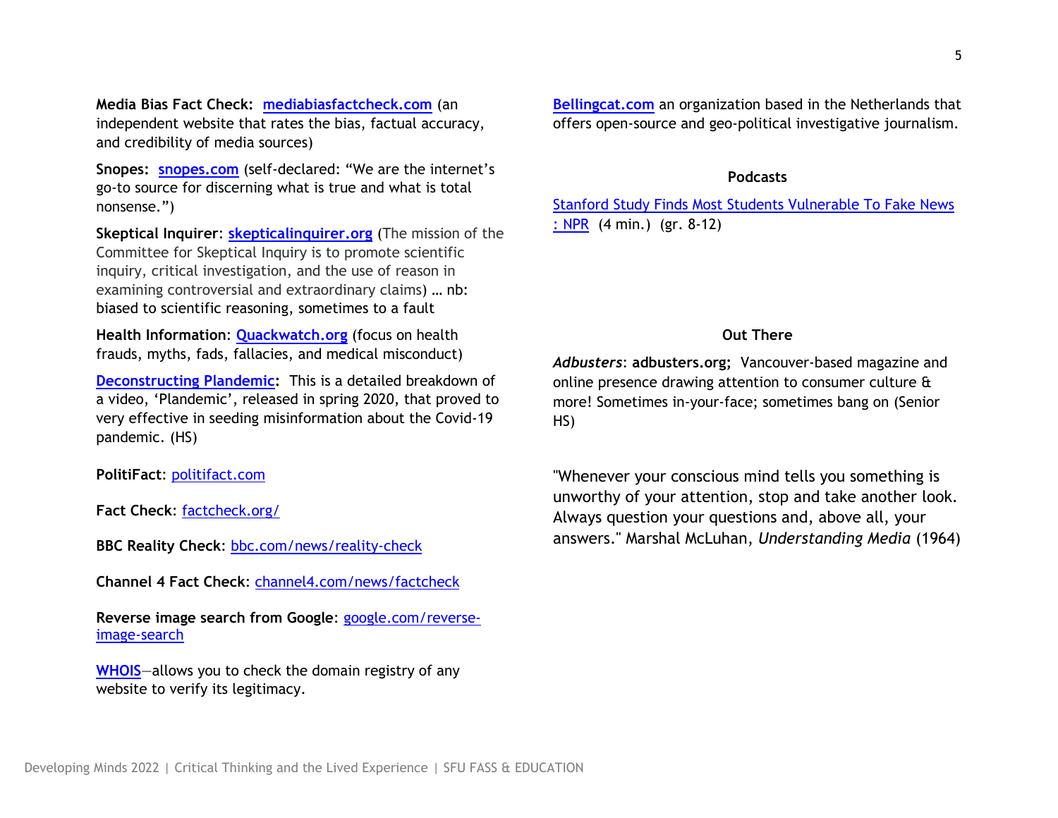**Media Bias Fact Check: mediabiasfactcheck.com** (an independent website that rates the bias, factual accuracy, and credibility of media sources)

**Snopes: snopes.com** (self-declared: "We are the internet's go-to source for discerning what is true and what is total nonsense.")

**Skeptical Inquirer**: **skepticalinquirer.org** (The mission of the Committee for Skeptical Inquiry is to promote scientific inquiry, critical investigation, and the use of reason in examining controversial and extraordinary claims) … nb: biased to scientific reasoning, sometimes to a fault

**Health Information**: **Quackwatch.org** (focus on health frauds, myths, fads, fallacies, and medical misconduct)

**Deconstructing Plandemic:** This is a detailed breakdown of a video, 'Plandemic', released in spring 2020, that proved to very effective in seeding misinformation about the Covid-19 pandemic. (HS)

**PolitiFact**: politifact.com

**Fact Check**: factcheck.org/

**BBC Reality Check**: bbc.com/news/reality-check

**Channel 4 Fact Check**: channel4.com/news/factcheck

**Reverse image search from Google**: google.com/reverse-image-search

**WHOIS**—allows you to check the domain registry of any website to verify its legitimacy.

**Bellingcat.com** an organization based in the Netherlands that offers open-source and geo-political investigative journalism.

**Podcasts**

Stanford Study Finds Most Students Vulnerable To Fake News : NPR (4 min.) (gr. 8-12)

**Out There**

***Adbusters***: **adbusters.org;** Vancouver-based magazine and online presence drawing attention to consumer culture & more! Sometimes in-your-face; sometimes bang on (Senior HS)

"Whenever your conscious mind tells you something is unworthy of your attention, stop and take another look. Always question your questions and, above all, your answers." Marshal McLuhan, *Understanding Media* (1964)